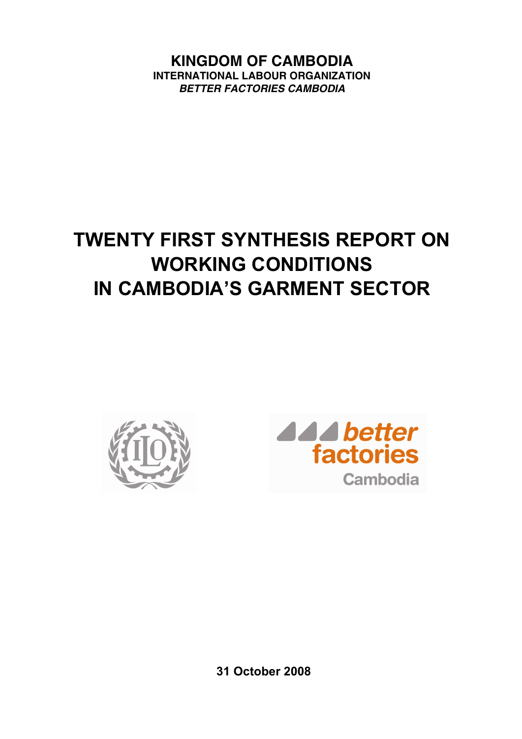**KINGDOM OF CAMBODIA**
**INTERNATIONAL LABOUR ORGANIZATION**
***BETTER FACTORIES CAMBODIA***

# TWENTY FIRST SYNTHESIS REPORT ON WORKING CONDITIONS IN CAMBODIA'S GARMENT SECTOR

**31 October 2008**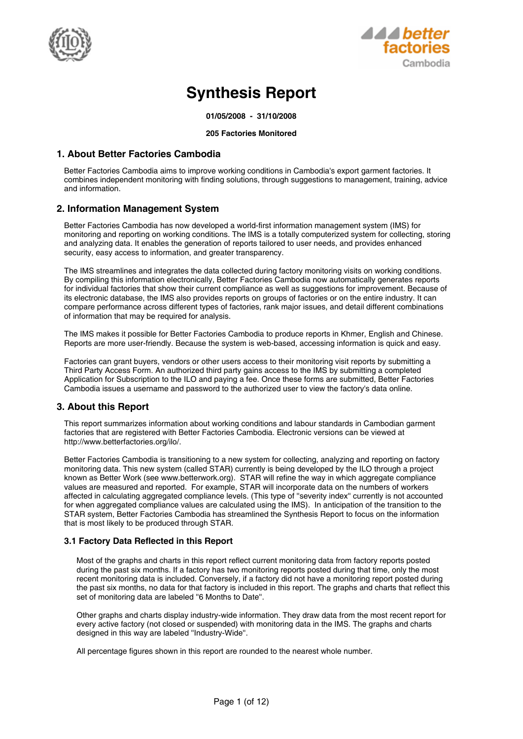# Synthesis Report

**01/05/2008 - 31/10/2008**

**205 Factories Monitored**

## 1. About Better Factories Cambodia

Better Factories Cambodia aims to improve working conditions in Cambodia's export garment factories. It combines independent monitoring with finding solutions, through suggestions to management, training, advice and information.

## 2. Information Management System

Better Factories Cambodia has now developed a world-first information management system (IMS) for monitoring and reporting on working conditions. The IMS is a totally computerized system for collecting, storing and analyzing data. It enables the generation of reports tailored to user needs, and provides enhanced security, easy access to information, and greater transparency.

The IMS streamlines and integrates the data collected during factory monitoring visits on working conditions. By compiling this information electronically, Better Factories Cambodia now automatically generates reports for individual factories that show their current compliance as well as suggestions for improvement. Because of its electronic database, the IMS also provides reports on groups of factories or on the entire industry. It can compare performance across different types of factories, rank major issues, and detail different combinations of information that may be required for analysis.

The IMS makes it possible for Better Factories Cambodia to produce reports in Khmer, English and Chinese. Reports are more user-friendly. Because the system is web-based, accessing information is quick and easy.

Factories can grant buyers, vendors or other users access to their monitoring visit reports by submitting a Third Party Access Form. An authorized third party gains access to the IMS by submitting a completed Application for Subscription to the ILO and paying a fee. Once these forms are submitted, Better Factories Cambodia issues a username and password to the authorized user to view the factory's data online.

## 3. About this Report

This report summarizes information about working conditions and labour standards in Cambodian garment factories that are registered with Better Factories Cambodia. Electronic versions can be viewed at http://www.betterfactories.org/ilo/.

Better Factories Cambodia is transitioning to a new system for collecting, analyzing and reporting on factory monitoring data. This new system (called STAR) currently is being developed by the ILO through a project known as Better Work (see www.betterwork.org). STAR will refine the way in which aggregate compliance values are measured and reported. For example, STAR will incorporate data on the numbers of workers affected in calculating aggregated compliance levels. (This type of "severity index" currently is not accounted for when aggregated compliance values are calculated using the IMS). In anticipation of the transition to the STAR system, Better Factories Cambodia has streamlined the Synthesis Report to focus on the information that is most likely to be produced through STAR.

### 3.1 Factory Data Reflected in this Report

Most of the graphs and charts in this report reflect current monitoring data from factory reports posted during the past six months. If a factory has two monitoring reports posted during that time, only the most recent monitoring data is included. Conversely, if a factory did not have a monitoring report posted during the past six months, no data for that factory is included in this report. The graphs and charts that reflect this set of monitoring data are labeled "6 Months to Date".

Other graphs and charts display industry-wide information. They draw data from the most recent report for every active factory (not closed or suspended) with monitoring data in the IMS. The graphs and charts designed in this way are labeled "Industry-Wide".

All percentage figures shown in this report are rounded to the nearest whole number.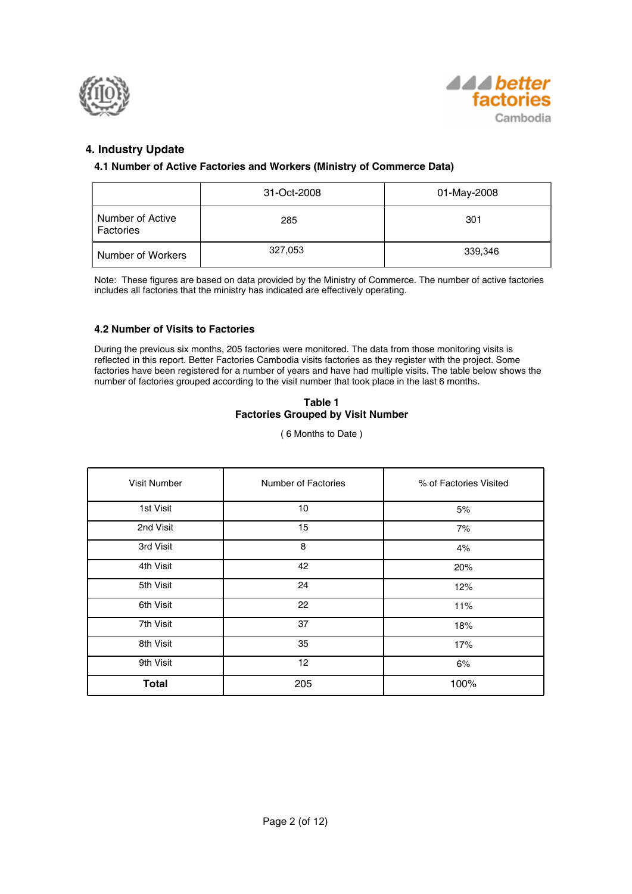## 4. Industry Update

### 4.1 Number of Active Factories and Workers (Ministry of Commerce Data)

| | 31-Oct-2008 | 01-May-2008 |
|---|---|---|
| Number of Active Factories | 285 | 301 |
| Number of Workers | 327,053 | 339,346 |

Note: These figures are based on data provided by the Ministry of Commerce. The number of active factories includes all factories that the ministry has indicated are effectively operating.

### 4.2 Number of Visits to Factories

During the previous six months, 205 factories were monitored. The data from those monitoring visits is reflected in this report. Better Factories Cambodia visits factories as they register with the project. Some factories have been registered for a number of years and have had multiple visits. The table below shows the number of factories grouped according to the visit number that took place in the last 6 months.

**Table 1**
**Factories Grouped by Visit Number**

( 6 Months to Date )

| Visit Number | Number of Factories | % of Factories Visited |
|---|---|---|
| 1st Visit | 10 | 5% |
| 2nd Visit | 15 | 7% |
| 3rd Visit | 8 | 4% |
| 4th Visit | 42 | 20% |
| 5th Visit | 24 | 12% |
| 6th Visit | 22 | 11% |
| 7th Visit | 37 | 18% |
| 8th Visit | 35 | 17% |
| 9th Visit | 12 | 6% |
| **Total** | 205 | 100% |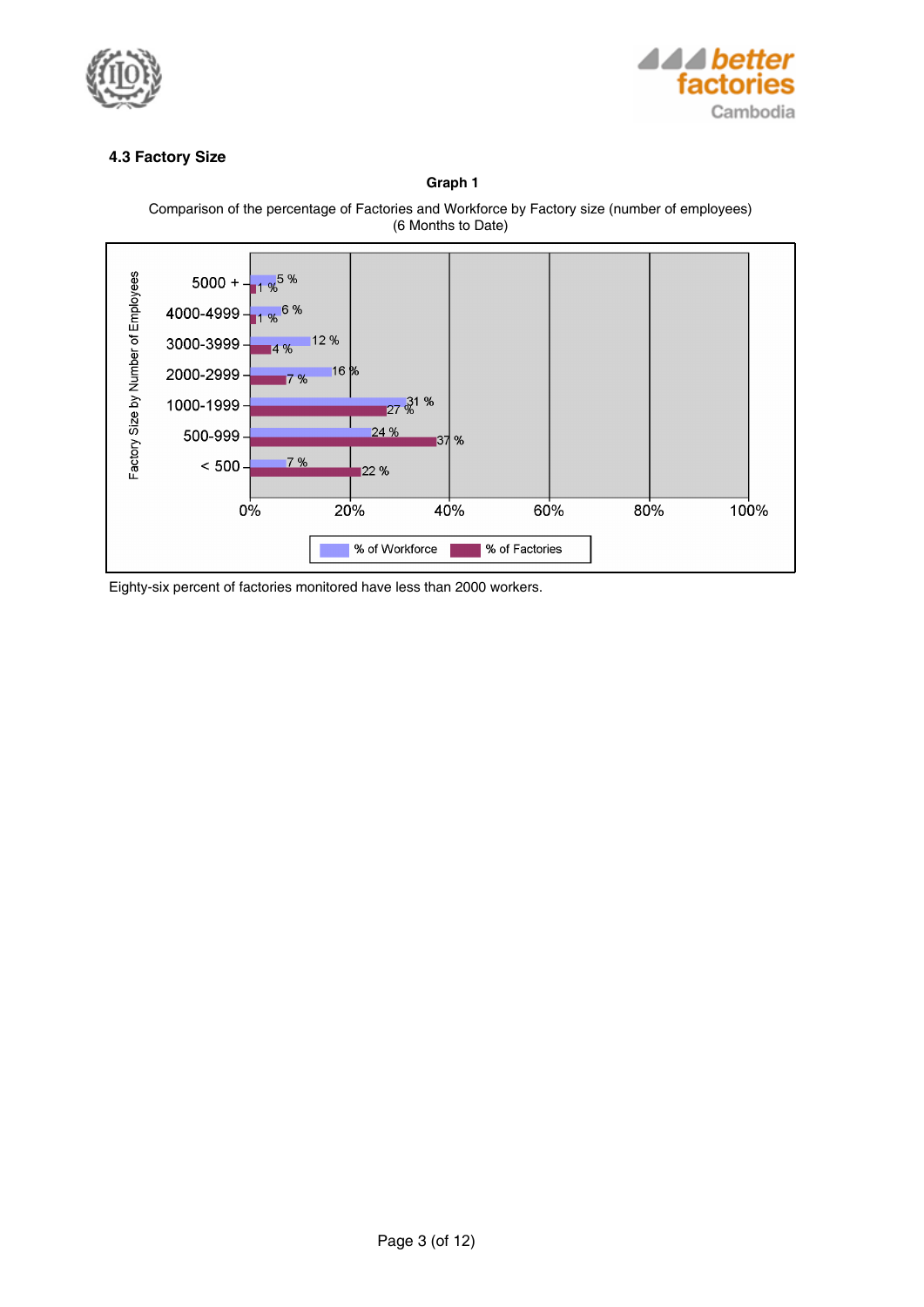### 4.3 Factory Size

**Graph 1**

Comparison of the percentage of Factories and Workforce by Factory size (number of employees)
(6 Months to Date)

| Factory Size by Number of Employees | % of Workforce | % of Factories |
|---|---|---|
| 5000 + | 5 % | 1 % |
| 4000-4999 | 6 % | 1 % |
| 3000-3999 | 12 % | 4 % |
| 2000-2999 | 16 % | 7 % |
| 1000-1999 | 31 % | 27 % |
| 500-999 | 24 % | 37 % |
| < 500 | 7 % | 22 % |

Eighty-six percent of factories monitored have less than 2000 workers.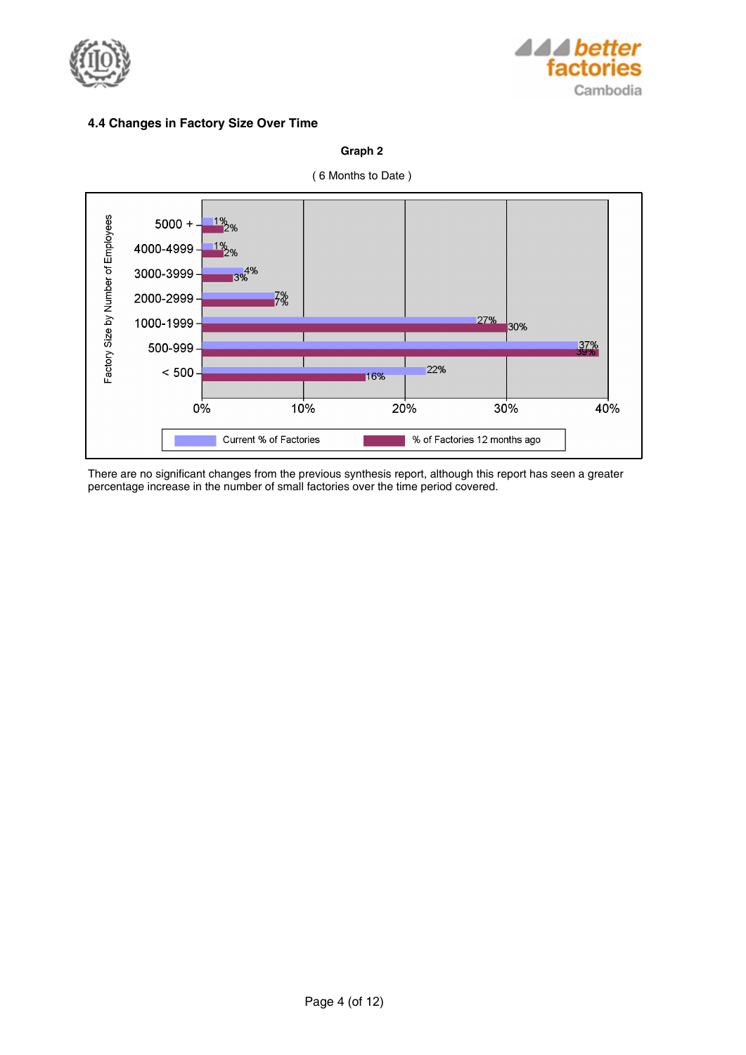### 4.4 Changes in Factory Size Over Time

**Graph 2**

( 6 Months to Date )

| Factory Size by Number of Employees | Current % of Factories | % of Factories 12 months ago |
|---|---|---|
| 5000 + | 1% | 2% |
| 4000-4999 | 1% | 2% |
| 3000-3999 | 4% | 3% |
| 2000-2999 | 7% | 7% |
| 1000-1999 | 27% | 30% |
| 500-999 | 37% | 39% |
| < 500 | 22% | 16% |

There are no significant changes from the previous synthesis report, although this report has seen a greater percentage increase in the number of small factories over the time period covered.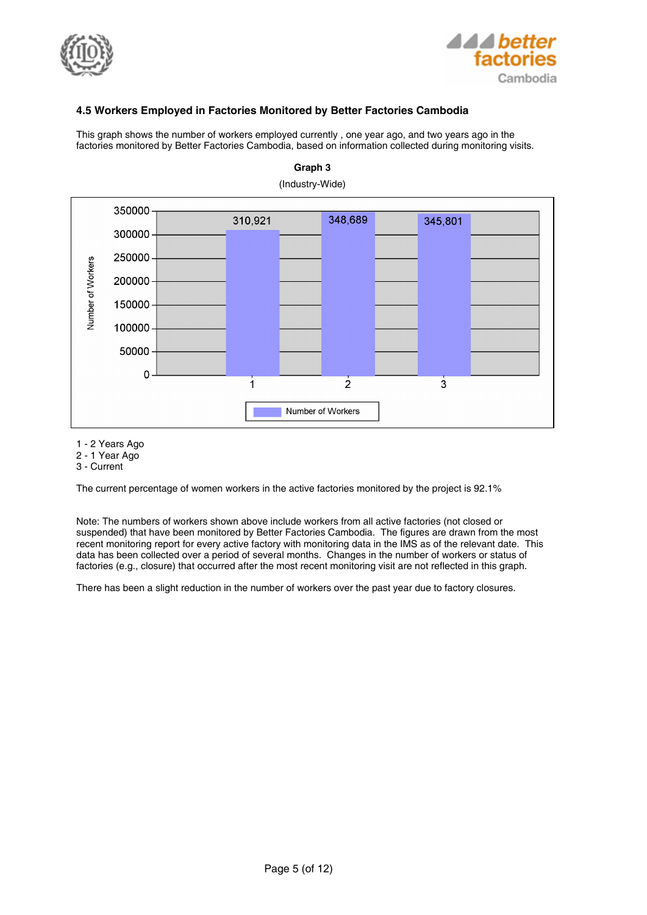### 4.5 Workers Employed in Factories Monitored by Better Factories Cambodia

This graph shows the number of workers employed currently , one year ago, and two years ago in the factories monitored by Better Factories Cambodia, based on information collected during monitoring visits.

**Graph 3**

(Industry-Wide)

| | Number of Workers |
|---|---|
| 1 | 310,921 |
| 2 | 348,689 |
| 3 | 345,801 |

1 - 2 Years Ago
2 - 1 Year Ago
3 - Current

The current percentage of women workers in the active factories monitored by the project is 92.1%

Note: The numbers of workers shown above include workers from all active factories (not closed or suspended) that have been monitored by Better Factories Cambodia. The figures are drawn from the most recent monitoring report for every active factory with monitoring data in the IMS as of the relevant date. This data has been collected over a period of several months. Changes in the number of workers or status of factories (e.g., closure) that occurred after the most recent monitoring visit are not reflected in this graph.

There has been a slight reduction in the number of workers over the past year due to factory closures.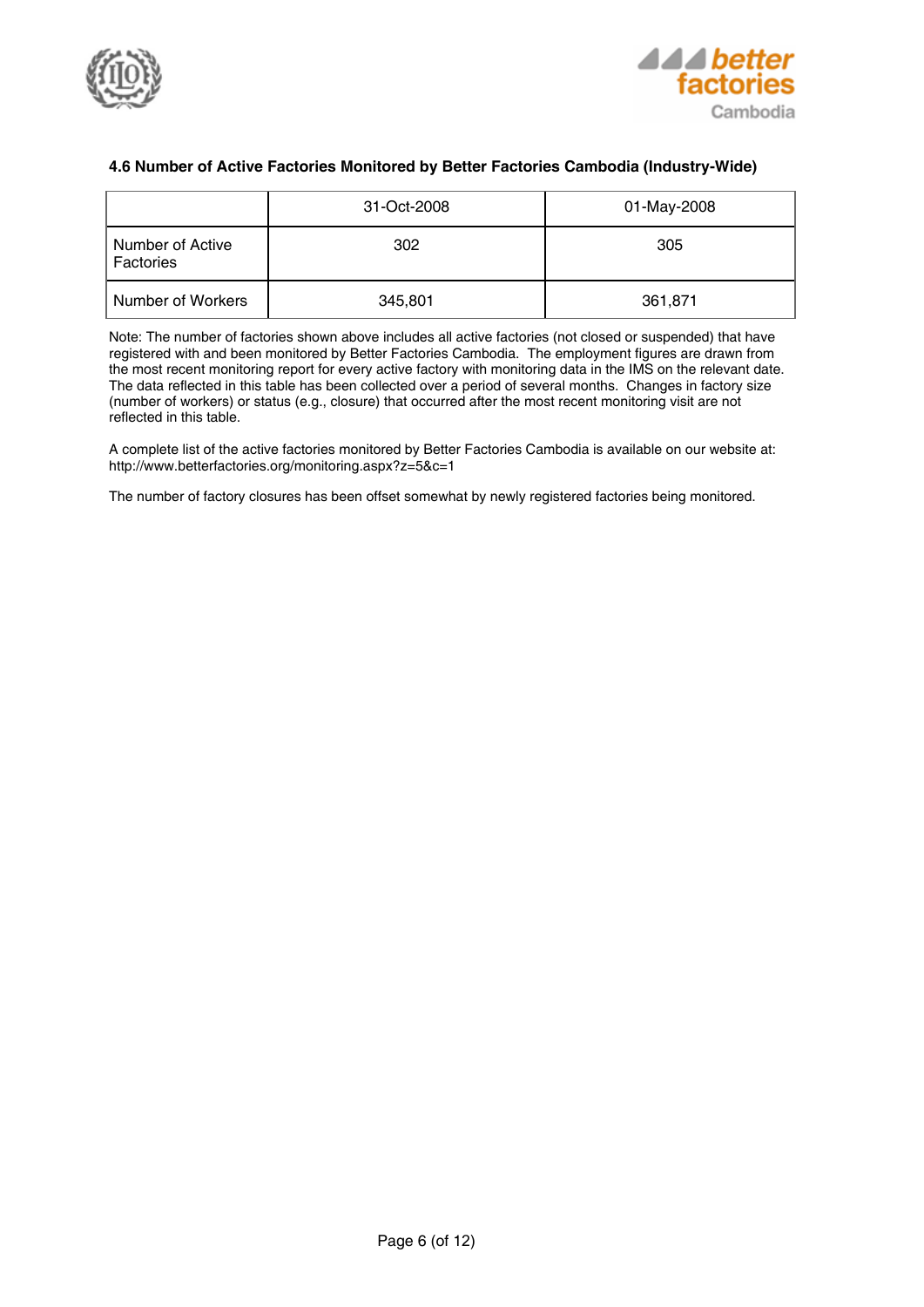### 4.6 Number of Active Factories Monitored by Better Factories Cambodia (Industry-Wide)

| | 31-Oct-2008 | 01-May-2008 |
|---|---|---|
| Number of Active Factories | 302 | 305 |
| Number of Workers | 345,801 | 361,871 |

Note: The number of factories shown above includes all active factories (not closed or suspended) that have registered with and been monitored by Better Factories Cambodia. The employment figures are drawn from the most recent monitoring report for every active factory with monitoring data in the IMS on the relevant date. The data reflected in this table has been collected over a period of several months. Changes in factory size (number of workers) or status (e.g., closure) that occurred after the most recent monitoring visit are not reflected in this table.

A complete list of the active factories monitored by Better Factories Cambodia is available on our website at: http://www.betterfactories.org/monitoring.aspx?z=5&c=1

The number of factory closures has been offset somewhat by newly registered factories being monitored.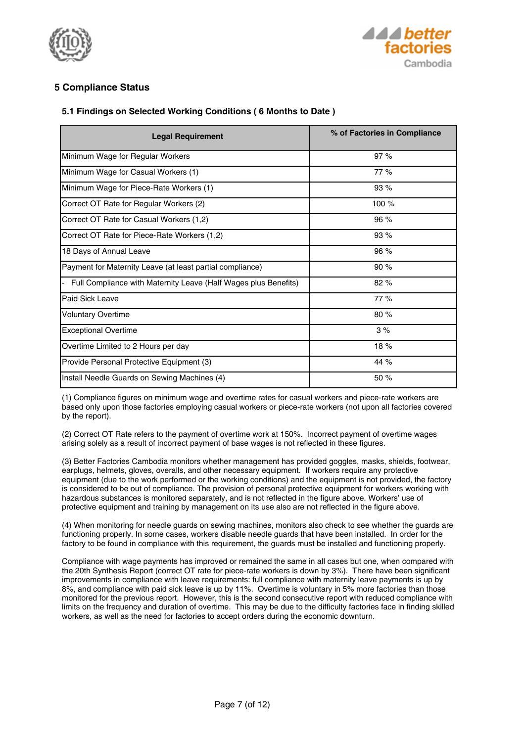## 5 Compliance Status

### 5.1 Findings on Selected Working Conditions ( 6 Months to Date )

| Legal Requirement | % of Factories in Compliance |
| --- | --- |
| Minimum Wage for Regular Workers | 97 % |
| Minimum Wage for Casual Workers (1) | 77 % |
| Minimum Wage for Piece-Rate Workers (1) | 93 % |
| Correct OT Rate for Regular Workers (2) | 100 % |
| Correct OT Rate for Casual Workers (1,2) | 96 % |
| Correct OT Rate for Piece-Rate Workers (1,2) | 93 % |
| 18 Days of Annual Leave | 96 % |
| Payment for Maternity Leave (at least partial compliance) | 90 % |
| - Full Compliance with Maternity Leave (Half Wages plus Benefits) | 82 % |
| Paid Sick Leave | 77 % |
| Voluntary Overtime | 80 % |
| Exceptional Overtime | 3 % |
| Overtime Limited to 2 Hours per day | 18 % |
| Provide Personal Protective Equipment (3) | 44 % |
| Install Needle Guards on Sewing Machines (4) | 50 % |

(1) Compliance figures on minimum wage and overtime rates for casual workers and piece-rate workers are based only upon those factories employing casual workers or piece-rate workers (not upon all factories covered by the report).

(2) Correct OT Rate refers to the payment of overtime work at 150%. Incorrect payment of overtime wages arising solely as a result of incorrect payment of base wages is not reflected in these figures.

(3) Better Factories Cambodia monitors whether management has provided goggles, masks, shields, footwear, earplugs, helmets, gloves, overalls, and other necessary equipment. If workers require any protective equipment (due to the work performed or the working conditions) and the equipment is not provided, the factory is considered to be out of compliance. The provision of personal protective equipment for workers working with hazardous substances is monitored separately, and is not reflected in the figure above. Workers' use of protective equipment and training by management on its use also are not reflected in the figure above.

(4) When monitoring for needle guards on sewing machines, monitors also check to see whether the guards are functioning properly. In some cases, workers disable needle guards that have been installed. In order for the factory to be found in compliance with this requirement, the guards must be installed and functioning properly.

Compliance with wage payments has improved or remained the same in all cases but one, when compared with the 20th Synthesis Report (correct OT rate for piece-rate workers is down by 3%). There have been significant improvements in compliance with leave requirements: full compliance with maternity leave payments is up by 8%, and compliance with paid sick leave is up by 11%. Overtime is voluntary in 5% more factories than those monitored for the previous report. However, this is the second consecutive report with reduced compliance with limits on the frequency and duration of overtime. This may be due to the difficulty factories face in finding skilled workers, as well as the need for factories to accept orders during the economic downturn.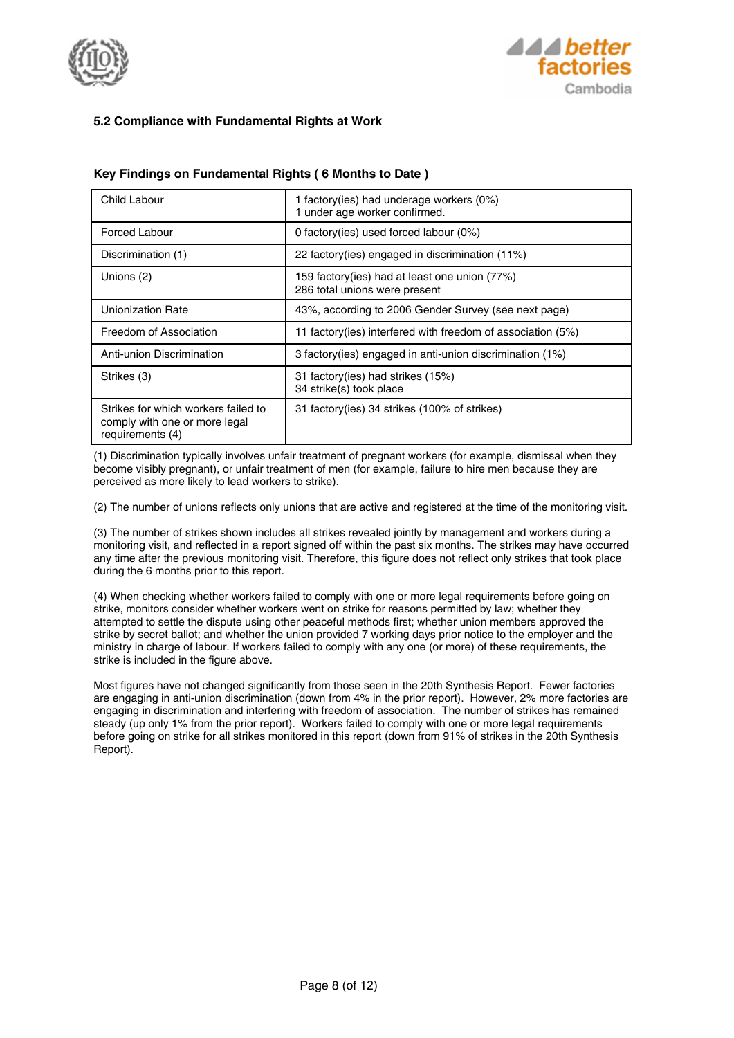## 5.2 Compliance with Fundamental Rights at Work

### Key Findings on Fundamental Rights ( 6 Months to Date )

| | |
|---|---|
| Child Labour | 1 factory(ies) had underage workers (0%)<br>1 under age worker confirmed. |
| Forced Labour | 0 factory(ies) used forced labour (0%) |
| Discrimination (1) | 22 factory(ies) engaged in discrimination (11%) |
| Unions (2) | 159 factory(ies) had at least one union (77%)<br>286 total unions were present |
| Unionization Rate | 43%, according to 2006 Gender Survey (see next page) |
| Freedom of Association | 11 factory(ies) interfered with freedom of association (5%) |
| Anti-union Discrimination | 3 factory(ies) engaged in anti-union discrimination (1%) |
| Strikes (3) | 31 factory(ies) had strikes (15%)<br>34 strike(s) took place |
| Strikes for which workers failed to comply with one or more legal requirements (4) | 31 factory(ies) 34 strikes (100% of strikes) |

(1) Discrimination typically involves unfair treatment of pregnant workers (for example, dismissal when they become visibly pregnant), or unfair treatment of men (for example, failure to hire men because they are perceived as more likely to lead workers to strike).

(2) The number of unions reflects only unions that are active and registered at the time of the monitoring visit.

(3) The number of strikes shown includes all strikes revealed jointly by management and workers during a monitoring visit, and reflected in a report signed off within the past six months. The strikes may have occurred any time after the previous monitoring visit. Therefore, this figure does not reflect only strikes that took place during the 6 months prior to this report.

(4) When checking whether workers failed to comply with one or more legal requirements before going on strike, monitors consider whether workers went on strike for reasons permitted by law; whether they attempted to settle the dispute using other peaceful methods first; whether union members approved the strike by secret ballot; and whether the union provided 7 working days prior notice to the employer and the ministry in charge of labour. If workers failed to comply with any one (or more) of these requirements, the strike is included in the figure above.

Most figures have not changed significantly from those seen in the 20th Synthesis Report. Fewer factories are engaging in anti-union discrimination (down from 4% in the prior report). However, 2% more factories are engaging in discrimination and interfering with freedom of association. The number of strikes has remained steady (up only 1% from the prior report). Workers failed to comply with one or more legal requirements before going on strike for all strikes monitored in this report (down from 91% of strikes in the 20th Synthesis Report).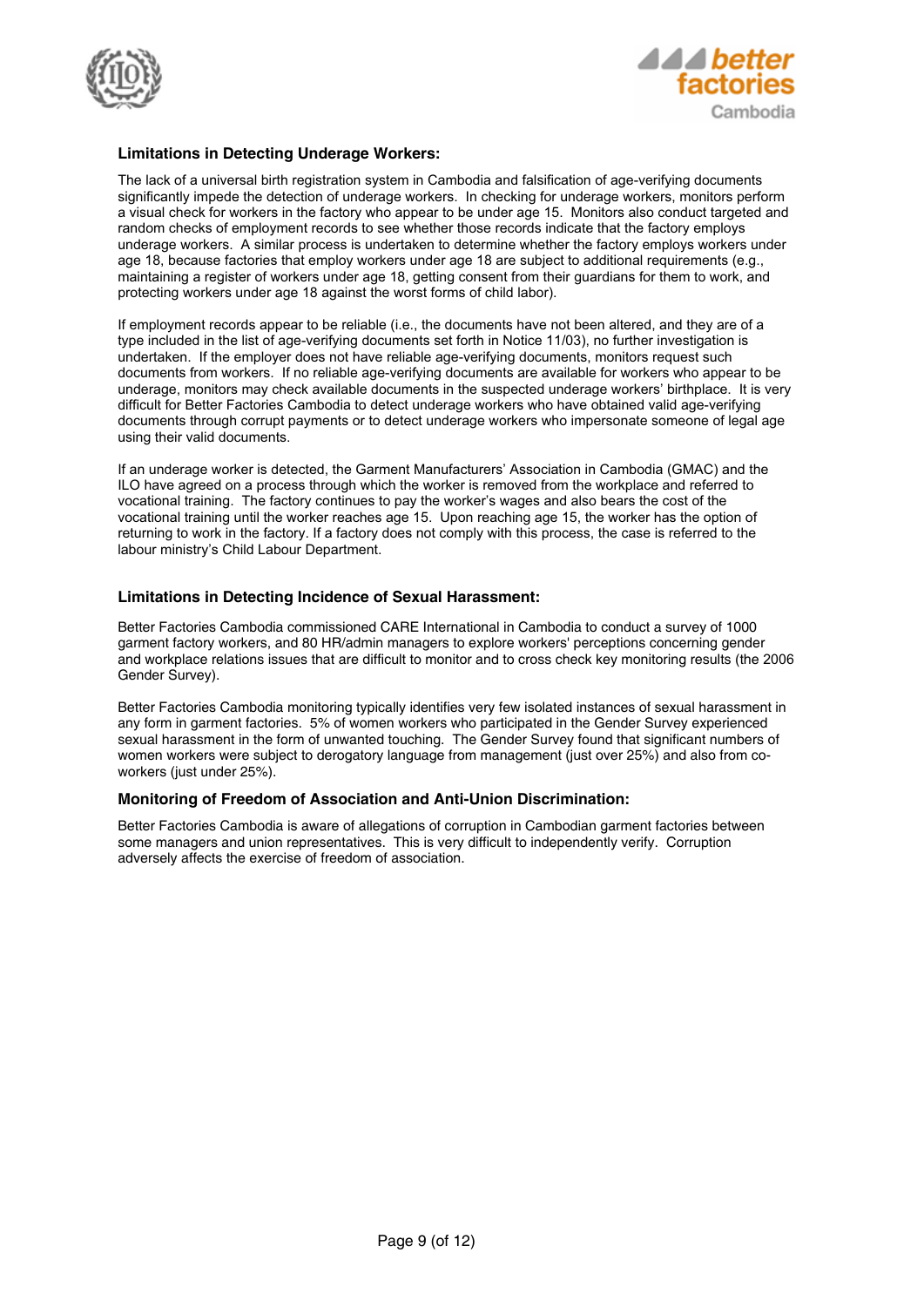### Limitations in Detecting Underage Workers:

The lack of a universal birth registration system in Cambodia and falsification of age-verifying documents significantly impede the detection of underage workers. In checking for underage workers, monitors perform a visual check for workers in the factory who appear to be under age 15. Monitors also conduct targeted and random checks of employment records to see whether those records indicate that the factory employs underage workers. A similar process is undertaken to determine whether the factory employs workers under age 18, because factories that employ workers under age 18 are subject to additional requirements (e.g., maintaining a register of workers under age 18, getting consent from their guardians for them to work, and protecting workers under age 18 against the worst forms of child labor).

If employment records appear to be reliable (i.e., the documents have not been altered, and they are of a type included in the list of age-verifying documents set forth in Notice 11/03), no further investigation is undertaken. If the employer does not have reliable age-verifying documents, monitors request such documents from workers. If no reliable age-verifying documents are available for workers who appear to be underage, monitors may check available documents in the suspected underage workers' birthplace. It is very difficult for Better Factories Cambodia to detect underage workers who have obtained valid age-verifying documents through corrupt payments or to detect underage workers who impersonate someone of legal age using their valid documents.

If an underage worker is detected, the Garment Manufacturers' Association in Cambodia (GMAC) and the ILO have agreed on a process through which the worker is removed from the workplace and referred to vocational training. The factory continues to pay the worker's wages and also bears the cost of the vocational training until the worker reaches age 15. Upon reaching age 15, the worker has the option of returning to work in the factory. If a factory does not comply with this process, the case is referred to the labour ministry's Child Labour Department.

### Limitations in Detecting Incidence of Sexual Harassment:

Better Factories Cambodia commissioned CARE International in Cambodia to conduct a survey of 1000 garment factory workers, and 80 HR/admin managers to explore workers' perceptions concerning gender and workplace relations issues that are difficult to monitor and to cross check key monitoring results (the 2006 Gender Survey).

Better Factories Cambodia monitoring typically identifies very few isolated instances of sexual harassment in any form in garment factories. 5% of women workers who participated in the Gender Survey experienced sexual harassment in the form of unwanted touching. The Gender Survey found that significant numbers of women workers were subject to derogatory language from management (just over 25%) and also from co-workers (just under 25%).

### Monitoring of Freedom of Association and Anti-Union Discrimination:

Better Factories Cambodia is aware of allegations of corruption in Cambodian garment factories between some managers and union representatives. This is very difficult to independently verify. Corruption adversely affects the exercise of freedom of association.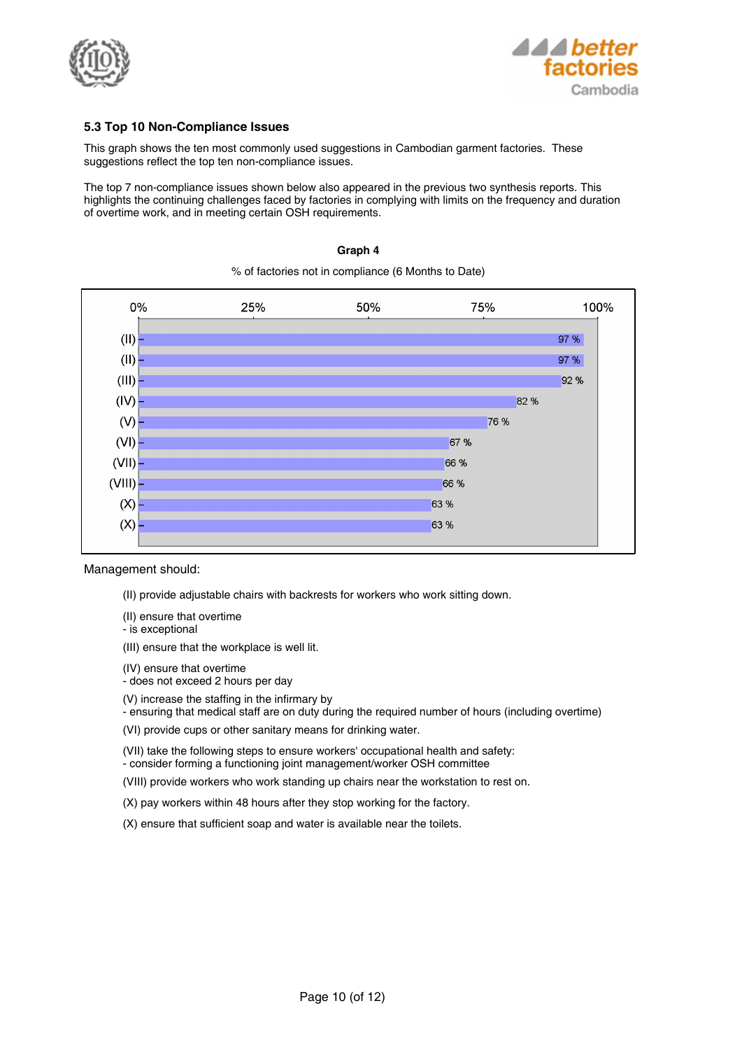### 5.3 Top 10 Non-Compliance Issues

This graph shows the ten most commonly used suggestions in Cambodian garment factories. These suggestions reflect the top ten non-compliance issues.

The top 7 non-compliance issues shown below also appeared in the previous two synthesis reports. This highlights the continuing challenges faced by factories in complying with limits on the frequency and duration of overtime work, and in meeting certain OSH requirements.

**Graph 4**

% of factories not in compliance (6 Months to Date)

| Issue | % of factories not in compliance |
|---|---|
| (II) | 97 % |
| (II) | 97 % |
| (III) | 92 % |
| (IV) | 82 % |
| (V) | 76 % |
| (VI) | 67 % |
| (VII) | 66 % |
| (VIII) | 66 % |
| (X) | 63 % |
| (X) | 63 % |

Management should:

(II) provide adjustable chairs with backrests for workers who work sitting down.

(II) ensure that overtime
- is exceptional

(III) ensure that the workplace is well lit.

(IV) ensure that overtime
- does not exceed 2 hours per day

(V) increase the staffing in the infirmary by
- ensuring that medical staff are on duty during the required number of hours (including overtime)

(VI) provide cups or other sanitary means for drinking water.

(VII) take the following steps to ensure workers' occupational health and safety:
- consider forming a functioning joint management/worker OSH committee

(VIII) provide workers who work standing up chairs near the workstation to rest on.

(X) pay workers within 48 hours after they stop working for the factory.

(X) ensure that sufficient soap and water is available near the toilets.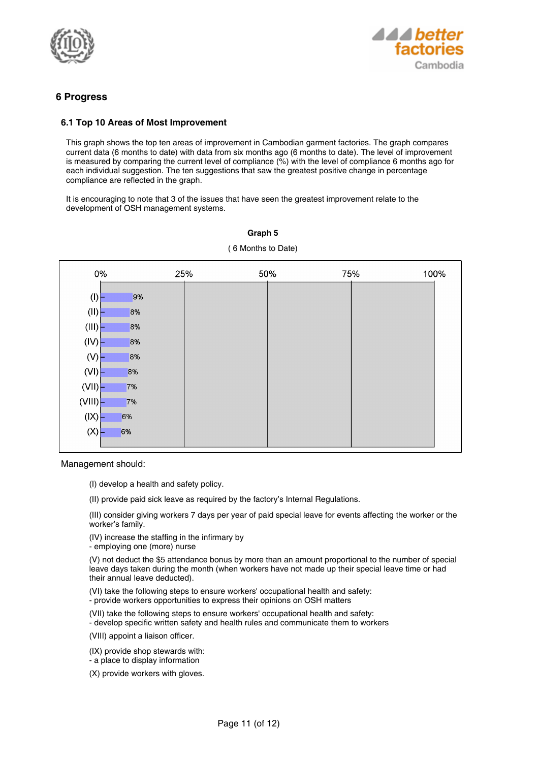# 6 Progress

## 6.1 Top 10 Areas of Most Improvement

This graph shows the top ten areas of improvement in Cambodian garment factories. The graph compares current data (6 months to date) with data from six months ago (6 months to date). The level of improvement is measured by comparing the current level of compliance (%) with the level of compliance 6 months ago for each individual suggestion. The ten suggestions that saw the greatest positive change in percentage compliance are reflected in the graph.

It is encouraging to note that 3 of the issues that have seen the greatest improvement relate to the development of OSH management systems.

**Graph 5**

( 6 Months to Date)

| Item | Improvement |
|---|---|
| (I) | 9% |
| (II) | 8% |
| (III) | 8% |
| (IV) | 8% |
| (V) | 8% |
| (VI) | 8% |
| (VII) | 7% |
| (VIII) | 7% |
| (IX) | 6% |
| (X) | 6% |

Management should:

(I) develop a health and safety policy.

(II) provide paid sick leave as required by the factory's Internal Regulations.

(III) consider giving workers 7 days per year of paid special leave for events affecting the worker or the worker's family.

(IV) increase the staffing in the infirmary by
- employing one (more) nurse

(V) not deduct the $5 attendance bonus by more than an amount proportional to the number of special leave days taken during the month (when workers have not made up their special leave time or had their annual leave deducted).

(VI) take the following steps to ensure workers' occupational health and safety:
- provide workers opportunities to express their opinions on OSH matters

(VII) take the following steps to ensure workers' occupational health and safety:
- develop specific written safety and health rules and communicate them to workers

(VIII) appoint a liaison officer.

(IX) provide shop stewards with:
- a place to display information

(X) provide workers with gloves.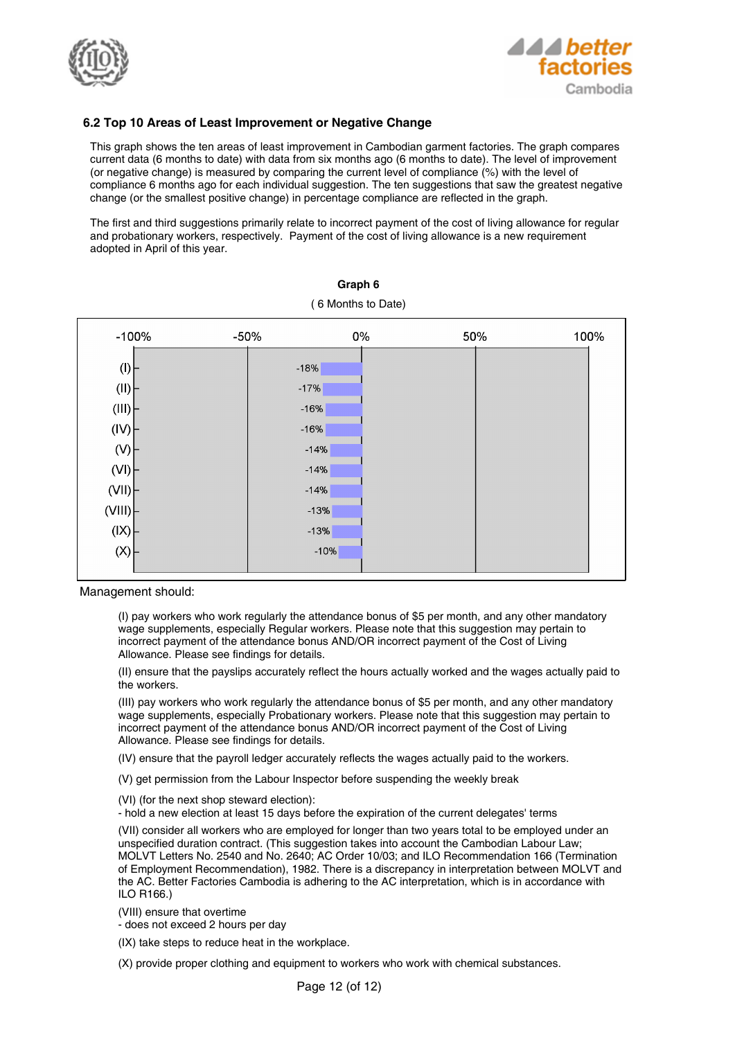## 6.2 Top 10 Areas of Least Improvement or Negative Change

This graph shows the ten areas of least improvement in Cambodian garment factories. The graph compares current data (6 months to date) with data from six months ago (6 months to date). The level of improvement (or negative change) is measured by comparing the current level of compliance (%) with the level of compliance 6 months ago for each individual suggestion. The ten suggestions that saw the greatest negative change (or the smallest positive change) in percentage compliance are reflected in the graph.

The first and third suggestions primarily relate to incorrect payment of the cost of living allowance for regular and probationary workers, respectively. Payment of the cost of living allowance is a new requirement adopted in April of this year.

**Graph 6**

( 6 Months to Date)

-100% -50% 0% 50% 100%

(I) -18%
(II) -17%
(III) -16%
(IV) -16%
(V) -14%
(VI) -14%
(VII) -14%
(VIII) -13%
(IX) -13%
(X) -10%

Management should:

(I) pay workers who work regularly the attendance bonus of $5 per month, and any other mandatory wage supplements, especially Regular workers. Please note that this suggestion may pertain to incorrect payment of the attendance bonus AND/OR incorrect payment of the Cost of Living Allowance. Please see findings for details.

(II) ensure that the payslips accurately reflect the hours actually worked and the wages actually paid to the workers.

(III) pay workers who work regularly the attendance bonus of $5 per month, and any other mandatory wage supplements, especially Probationary workers. Please note that this suggestion may pertain to incorrect payment of the attendance bonus AND/OR incorrect payment of the Cost of Living Allowance. Please see findings for details.

(IV) ensure that the payroll ledger accurately reflects the wages actually paid to the workers.

(V) get permission from the Labour Inspector before suspending the weekly break

(VI) (for the next shop steward election):
- hold a new election at least 15 days before the expiration of the current delegates' terms

(VII) consider all workers who are employed for longer than two years total to be employed under an unspecified duration contract. (This suggestion takes into account the Cambodian Labour Law; MOLVT Letters No. 2540 and No. 2640; AC Order 10/03; and ILO Recommendation 166 (Termination of Employment Recommendation), 1982. There is a discrepancy in interpretation between MOLVT and the AC. Better Factories Cambodia is adhering to the AC interpretation, which is in accordance with ILO R166.)

(VIII) ensure that overtime
- does not exceed 2 hours per day

(IX) take steps to reduce heat in the workplace.

(X) provide proper clothing and equipment to workers who work with chemical substances.